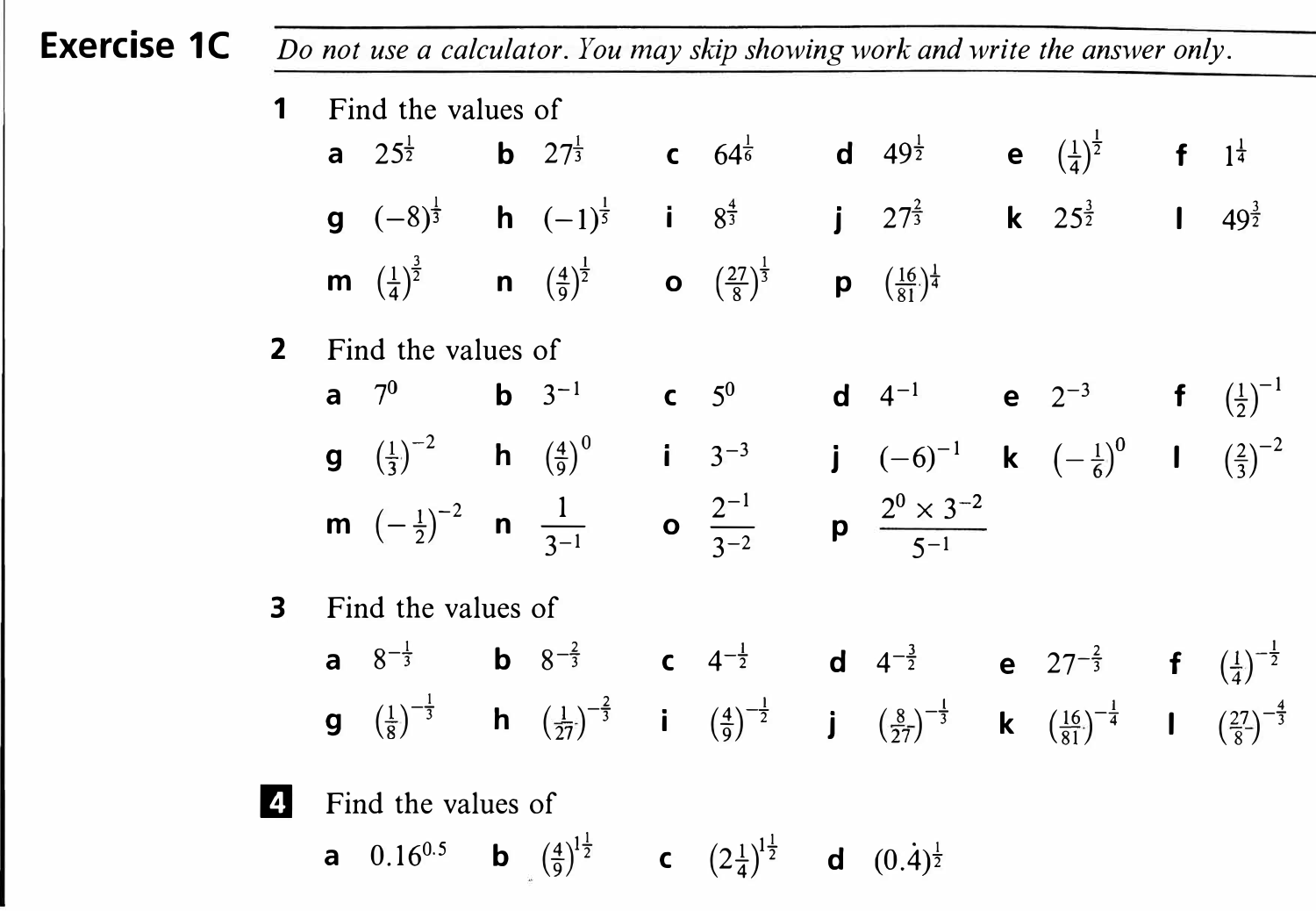## Exercise 1C

*Do not use a calculator. You may skip showing work and write the answer only.*

**1** Find the values of

**a** $25^{\frac{1}{2}}$ **b** $27^{\frac{1}{3}}$ **c** $64^{\frac{1}{6}}$ **d** $49^{\frac{1}{2}}$ **e** $\left(\frac{1}{4}\right)^{\frac{1}{2}}$ **f** $1^{\frac{1}{4}}$

**g** $(-8)^{\frac{1}{3}}$ **h** $(-1)^{\frac{1}{5}}$ **i** $8^{\frac{4}{3}}$ **j** $27^{\frac{2}{3}}$ **k** $25^{\frac{3}{2}}$ **l** $49^{\frac{3}{2}}$

**m** $\left(\frac{1}{4}\right)^{\frac{3}{2}}$ **n** $\left(\frac{4}{9}\right)^{\frac{1}{2}}$ **o** $\left(\frac{27}{8}\right)^{\frac{1}{3}}$ **p** $\left(\frac{16}{81}\right)^{\frac{1}{4}}$

**2** Find the values of

**a** $7^0$ **b** $3^{-1}$ **c** $5^0$ **d** $4^{-1}$ **e** $2^{-3}$ **f** $\left(\frac{1}{2}\right)^{-1}$

**g** $\left(\frac{1}{3}\right)^{-2}$ **h** $\left(\frac{4}{9}\right)^{0}$ **i** $3^{-3}$ **j** $(-6)^{-1}$ **k** $\left(-\frac{1}{6}\right)^{0}$ **l** $\left(\frac{2}{3}\right)^{-2}$

**m** $\left(-\frac{1}{2}\right)^{-2}$ **n** $\dfrac{1}{3^{-1}}$ **o** $\dfrac{2^{-1}}{3^{-2}}$ **p** $\dfrac{2^0 \times 3^{-2}}{5^{-1}}$

**3** Find the values of

**a** $8^{-\frac{1}{3}}$ **b** $8^{-\frac{2}{3}}$ **c** $4^{-\frac{1}{2}}$ **d** $4^{-\frac{3}{2}}$ **e** $27^{-\frac{2}{3}}$ **f** $\left(\frac{1}{4}\right)^{-\frac{1}{2}}$

**g** $\left(\frac{1}{8}\right)^{-\frac{1}{3}}$ **h** $\left(\frac{1}{27}\right)^{-\frac{2}{3}}$ **i** $\left(\frac{4}{9}\right)^{-\frac{1}{2}}$ **j** $\left(\frac{8}{27}\right)^{-\frac{1}{3}}$ **k** $\left(\frac{16}{81}\right)^{-\frac{1}{4}}$ **l** $\left(\frac{27}{8}\right)^{-\frac{4}{3}}$

**4** Find the values of

**a** $0.16^{0.5}$ **b** $\left(\frac{4}{9}\right)^{1\frac{1}{2}}$ **c** $\left(2\frac{1}{4}\right)^{1\frac{1}{2}}$ **d** $(0.\dot{4})^{\frac{1}{2}}$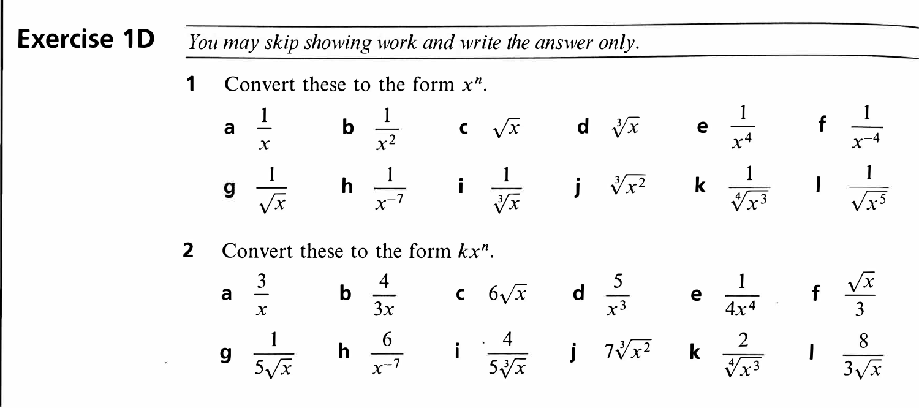## Exercise 1D

*You may skip showing work and write the answer only.*

**1** Convert these to the form $x^n$.

**a** $\dfrac{1}{x}$ **b** $\dfrac{1}{x^2}$ **c** $\sqrt{x}$ **d** $\sqrt[3]{x}$ **e** $\dfrac{1}{x^4}$ **f** $\dfrac{1}{x^{-4}}$

**g** $\dfrac{1}{\sqrt{x}}$ **h** $\dfrac{1}{x^{-7}}$ **i** $\dfrac{1}{\sqrt[3]{x}}$ **j** $\sqrt[3]{x^2}$ **k** $\dfrac{1}{\sqrt[4]{x^3}}$ **l** $\dfrac{1}{\sqrt{x^5}}$

**2** Convert these to the form $kx^n$.

**a** $\dfrac{3}{x}$ **b** $\dfrac{4}{3x}$ **c** $6\sqrt{x}$ **d** $\dfrac{5}{x^3}$ **e** $\dfrac{1}{4x^4}$ **f** $\dfrac{\sqrt{x}}{3}$

**g** $\dfrac{1}{5\sqrt{x}}$ **h** $\dfrac{6}{x^{-7}}$ **i** $\dfrac{4}{5\sqrt[3]{x}}$ **j** $7\sqrt[3]{x^2}$ **k** $\dfrac{2}{\sqrt[4]{x^3}}$ **l** $\dfrac{8}{3\sqrt{x}}$